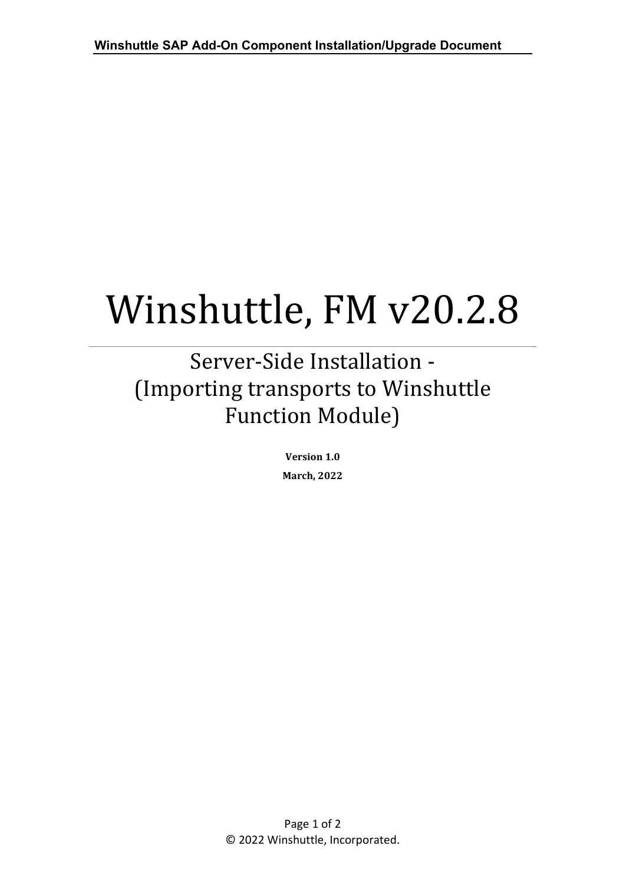# Winshuttle, FM v20.2.8

## Server-Side Installation - (Importing transports to Winshuttle Function Module)

**Version 1.0**

**March, 2022**

© 2022 Winshuttle, Incorporated.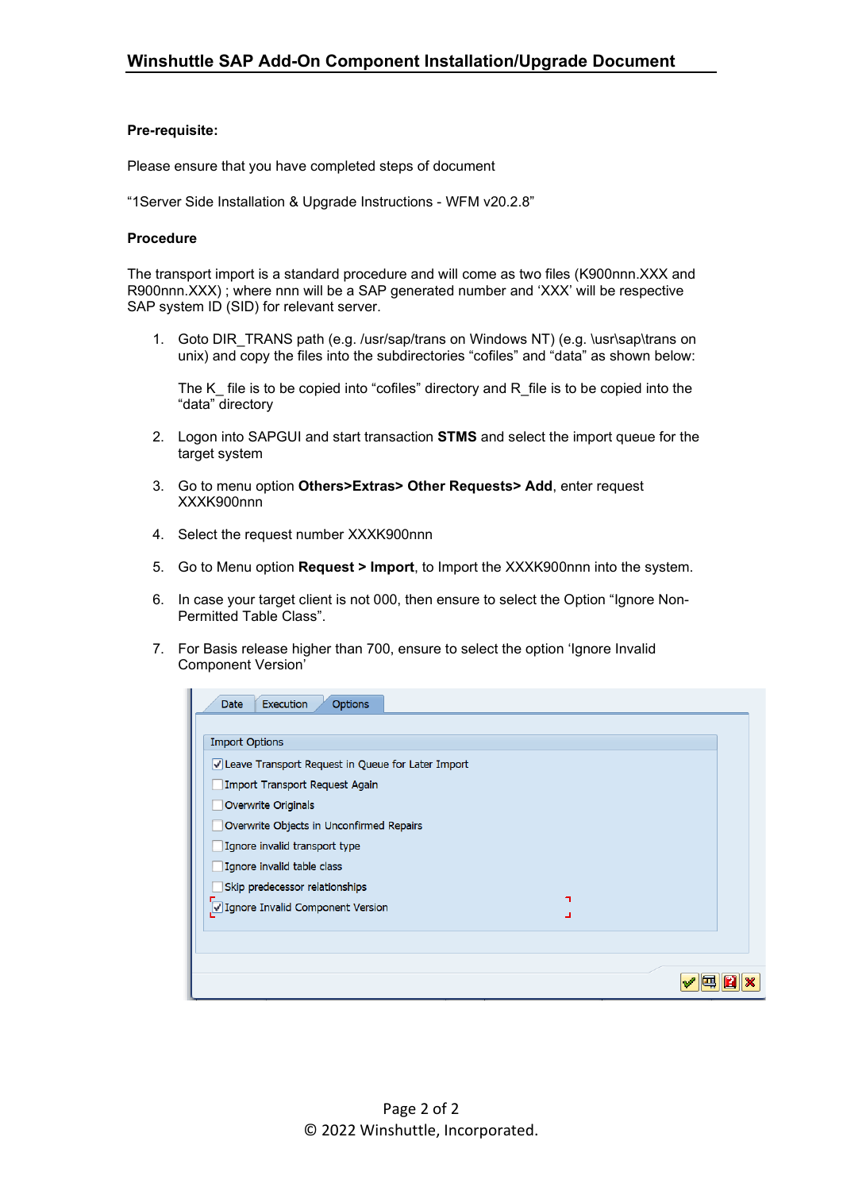**Pre-requisite:**

Please ensure that you have completed steps of document

“1Server Side Installation & Upgrade Instructions - WFM v20.2.8”

**Procedure**

The transport import is a standard procedure and will come as two files (K900nnn.XXX and R900nnn.XXX) ; where nnn will be a SAP generated number and ‘XXX’ will be respective SAP system ID (SID) for relevant server.

1. Goto DIR_TRANS path (e.g. /usr/sap/trans on Windows NT) (e.g. \usr\sap\trans on unix) and copy the files into the subdirectories “cofiles” and “data” as shown below:

   The K_ file is to be copied into “cofiles” directory and R_file is to be copied into the “data” directory

2. Logon into SAPGUI and start transaction **STMS** and select the import queue for the target system

3. Go to menu option **Others>Extras> Other Requests> Add**, enter request XXXK900nnn

4. Select the request number XXXK900nnn

5. Go to Menu option **Request > Import**, to Import the XXXK900nnn into the system.

6. In case your target client is not 000, then ensure to select the Option “Ignore Non-Permitted Table Class”.

7. For Basis release higher than 700, ensure to select the option ‘Ignore Invalid Component Version’

Date
Execution
Options

Import Options

- [x] Leave Transport Request in Queue for Later Import
- [ ] Import Transport Request Again
- [ ] Overwrite Originals
- [ ] Overwrite Objects in Unconfirmed Repairs
- [ ] Ignore invalid transport type
- [ ] Ignore invalid table class
- [ ] Skip predecessor relationships
- [x] Ignore Invalid Component Version